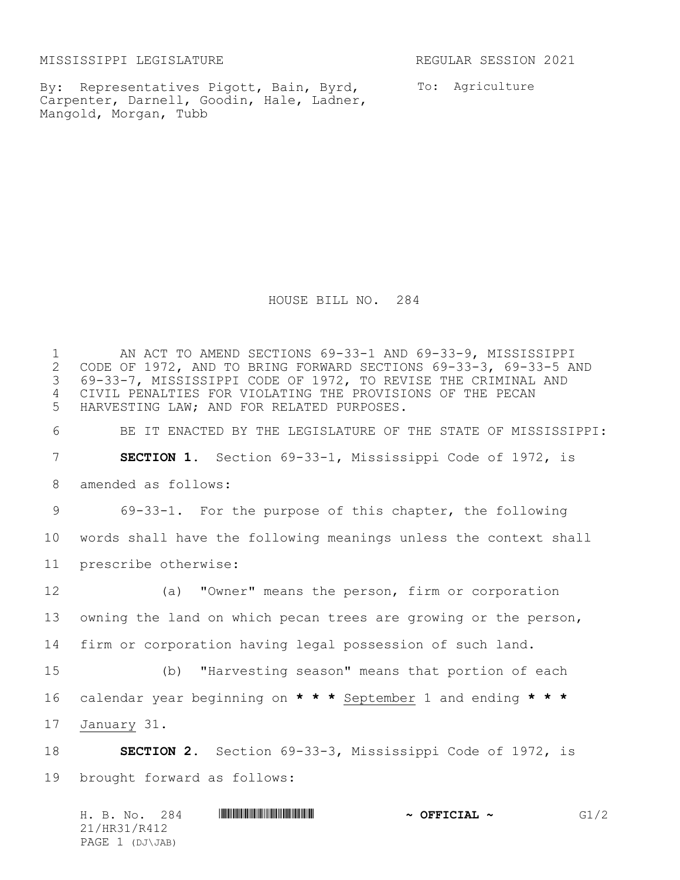MISSISSIPPI LEGISLATURE REGULAR SESSION 2021

By: Representatives Pigott, Bain, Byrd, Carpenter, Darnell, Goodin, Hale, Ladner, Mangold, Morgan, Tubb

To: Agriculture

# HOUSE BILL NO. 284

AN ACT TO AMEND SECTIONS 69-33-1 AND 69-33-9, MISSISSIPPI CODE OF 1972, AND TO BRING FORWARD SECTIONS 69-33-3, 69-33-5 AND 69-33-7, MISSISSIPPI CODE OF 1972, TO REVISE THE CRIMINAL AND CIVIL PENALTIES FOR VIOLATING THE PROVISIONS OF THE PECAN HARVESTING LAW; AND FOR RELATED PURPOSES.

BE IT ENACTED BY THE LEGISLATURE OF THE STATE OF MISSISSIPPI:

**SECTION 1.** Section 69-33-1, Mississippi Code of 1972, is amended as follows:

69-33-1. For the purpose of this chapter, the following words shall have the following meanings unless the context shall prescribe otherwise:

(a) "Owner" means the person, firm or corporation owning the land on which pecan trees are growing or the person, firm or corporation having legal possession of such land.

(b) "Harvesting season" means that portion of each calendar year beginning on **\* \* \*** <u>September</u> 1 and ending **\* \* \*** <u>January</u> 31.

**SECTION 2.** Section 69-33-3, Mississippi Code of 1972, is brought forward as follows: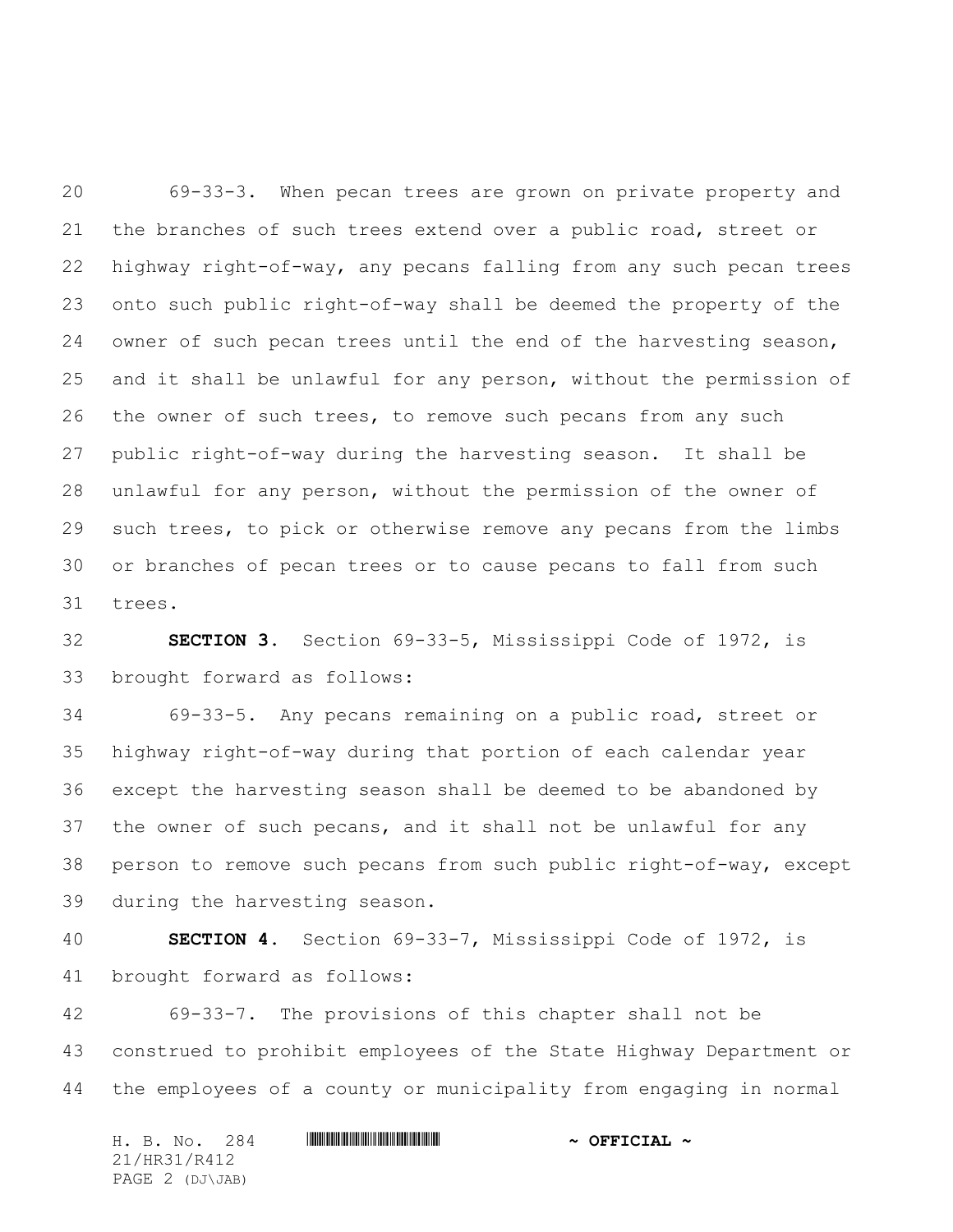69-33-3. When pecan trees are grown on private property and the branches of such trees extend over a public road, street or highway right-of-way, any pecans falling from any such pecan trees onto such public right-of-way shall be deemed the property of the owner of such pecan trees until the end of the harvesting season, and it shall be unlawful for any person, without the permission of the owner of such trees, to remove such pecans from any such public right-of-way during the harvesting season. It shall be unlawful for any person, without the permission of the owner of such trees, to pick or otherwise remove any pecans from the limbs or branches of pecan trees or to cause pecans to fall from such trees.

**SECTION 3.** Section 69-33-5, Mississippi Code of 1972, is brought forward as follows:

69-33-5. Any pecans remaining on a public road, street or highway right-of-way during that portion of each calendar year except the harvesting season shall be deemed to be abandoned by the owner of such pecans, and it shall not be unlawful for any person to remove such pecans from such public right-of-way, except during the harvesting season.

**SECTION 4.** Section 69-33-7, Mississippi Code of 1972, is brought forward as follows:

69-33-7. The provisions of this chapter shall not be construed to prohibit employees of the State Highway Department or the employees of a county or municipality from engaging in normal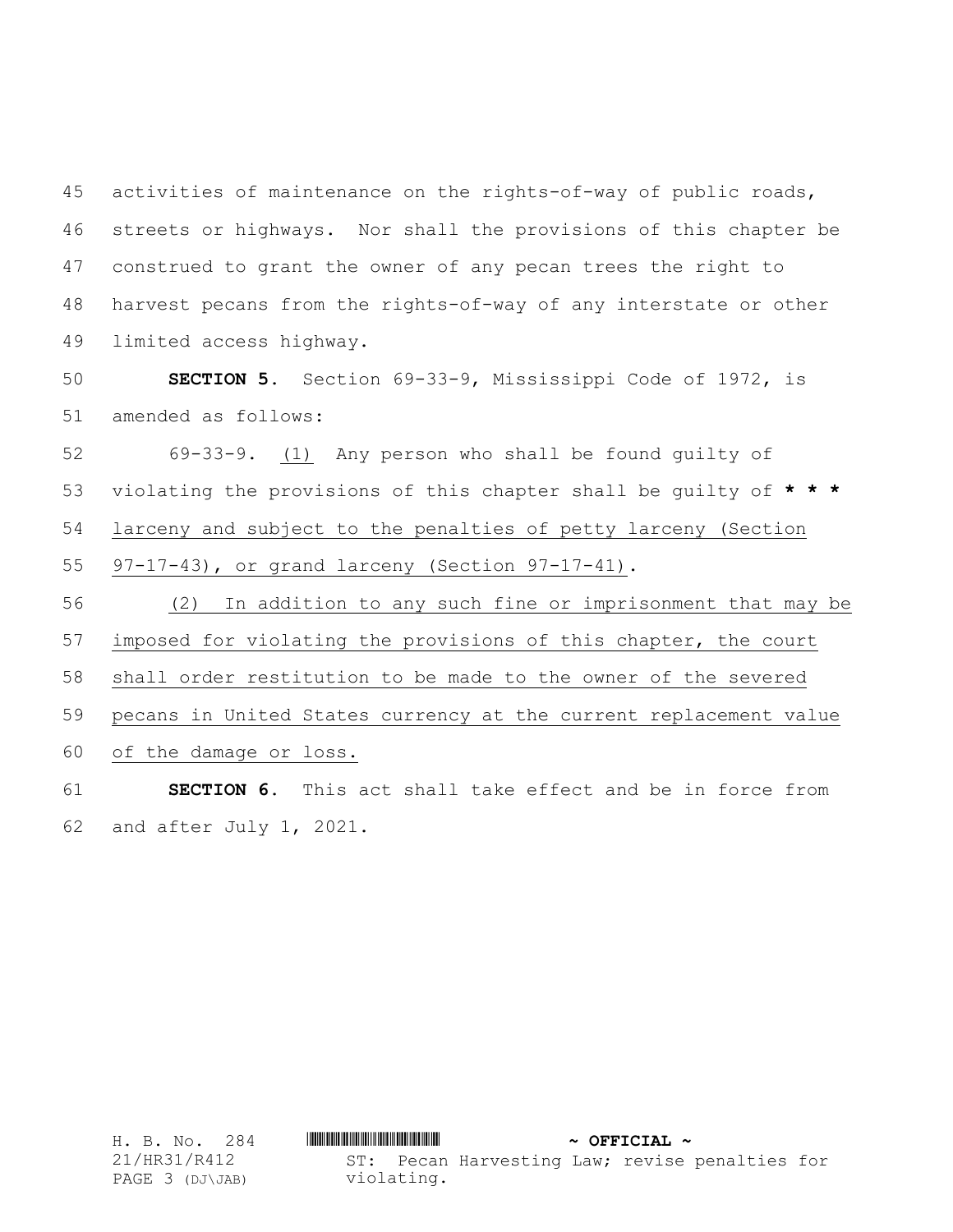activities of maintenance on the rights-of-way of public roads, streets or highways. Nor shall the provisions of this chapter be construed to grant the owner of any pecan trees the right to harvest pecans from the rights-of-way of any interstate or other limited access highway.

**SECTION 5.** Section 69-33-9, Mississippi Code of 1972, is amended as follows:

69-33-9. (1) Any person who shall be found guilty of violating the provisions of this chapter shall be guilty of *** larceny and subject to the penalties of petty larceny (Section 97-17-43), or grand larceny (Section 97-17-41).

(2) In addition to any such fine or imprisonment that may be imposed for violating the provisions of this chapter, the court shall order restitution to be made to the owner of the severed pecans in United States currency at the current replacement value of the damage or loss.

**SECTION 6.** This act shall take effect and be in force from and after July 1, 2021.